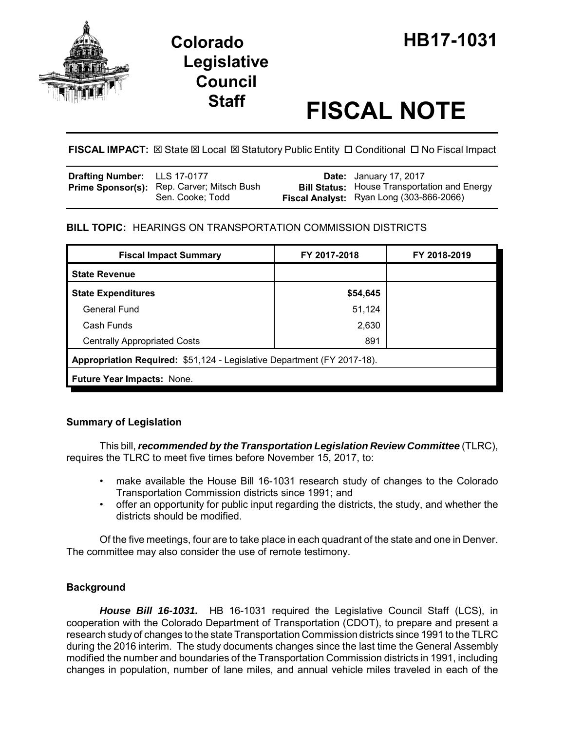# Colorado Legislative Council Staff

# HB17-1031

# FISCAL NOTE

**FISCAL IMPACT:** ☒ State ☒ Local ☒ Statutory Public Entity ☐ Conditional ☐ No Fiscal Impact

| | | | |
|---|---|---|---|
| **Drafting Number:** | LLS 17-0177 | **Date:** | January 17, 2017 |
| **Prime Sponsor(s):** | Rep. Carver; Mitsch Bush<br>Sen. Cooke; Todd | **Bill Status:** | House Transportation and Energy |
| | | **Fiscal Analyst:** | Ryan Long (303-866-2066) |

## BILL TOPIC: HEARINGS ON TRANSPORTATION COMMISSION DISTRICTS

| Fiscal Impact Summary | FY 2017-2018 | FY 2018-2019 |
|---|---|---|
| **State Revenue** | | |
| **State Expenditures** | **$54,645** | |
| General Fund | 51,124 | |
| Cash Funds | 2,630 | |
| Centrally Appropriated Costs | 891 | |
| **Appropriation Required:** $51,124 - Legislative Department (FY 2017-18). | | |
| **Future Year Impacts:** None. | | |

### Summary of Legislation

This bill, ***recommended by the Transportation Legislation Review Committee*** (TLRC), requires the TLRC to meet five times before November 15, 2017, to:

- make available the House Bill 16-1031 research study of changes to the Colorado Transportation Commission districts since 1991; and
- offer an opportunity for public input regarding the districts, the study, and whether the districts should be modified.

Of the five meetings, four are to take place in each quadrant of the state and one in Denver. The committee may also consider the use of remote testimony.

### Background

***House Bill 16-1031.*** HB 16-1031 required the Legislative Council Staff (LCS), in cooperation with the Colorado Department of Transportation (CDOT), to prepare and present a research study of changes to the state Transportation Commission districts since 1991 to the TLRC during the 2016 interim. The study documents changes since the last time the General Assembly modified the number and boundaries of the Transportation Commission districts in 1991, including changes in population, number of lane miles, and annual vehicle miles traveled in each of the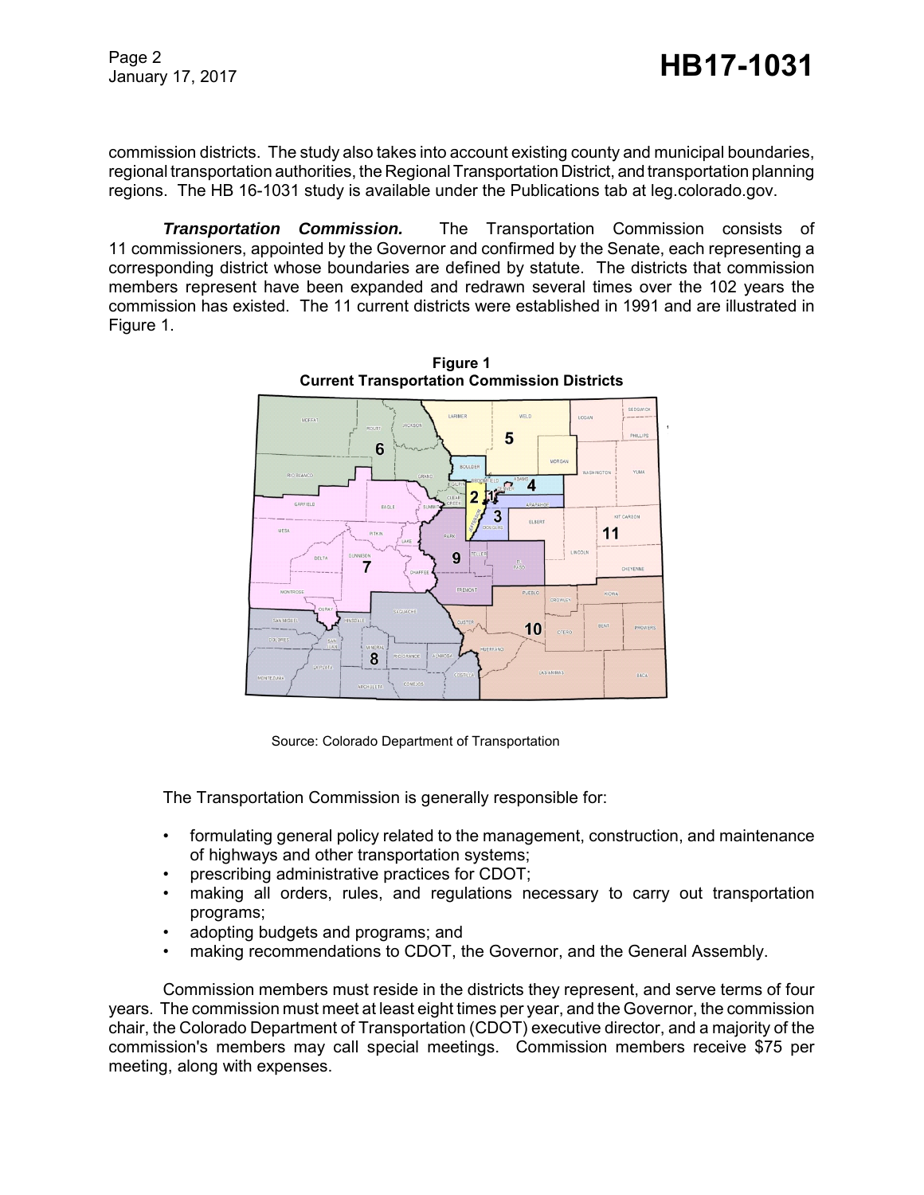commission districts. The study also takes into account existing county and municipal boundaries, regional transportation authorities, the Regional Transportation District, and transportation planning regions. The HB 16-1031 study is available under the Publications tab at leg.colorado.gov.

***Transportation Commission.*** The Transportation Commission consists of 11 commissioners, appointed by the Governor and confirmed by the Senate, each representing a corresponding district whose boundaries are defined by statute. The districts that commission members represent have been expanded and redrawn several times over the 102 years the commission has existed. The 11 current districts were established in 1991 and are illustrated in Figure 1.

**Figure 1**
**Current Transportation Commission Districts**

Source: Colorado Department of Transportation

The Transportation Commission is generally responsible for:

- formulating general policy related to the management, construction, and maintenance of highways and other transportation systems;
- prescribing administrative practices for CDOT;
- making all orders, rules, and regulations necessary to carry out transportation programs;
- adopting budgets and programs; and
- making recommendations to CDOT, the Governor, and the General Assembly.

Commission members must reside in the districts they represent, and serve terms of four years. The commission must meet at least eight times per year, and the Governor, the commission chair, the Colorado Department of Transportation (CDOT) executive director, and a majority of the commission's members may call special meetings. Commission members receive $75 per meeting, along with expenses.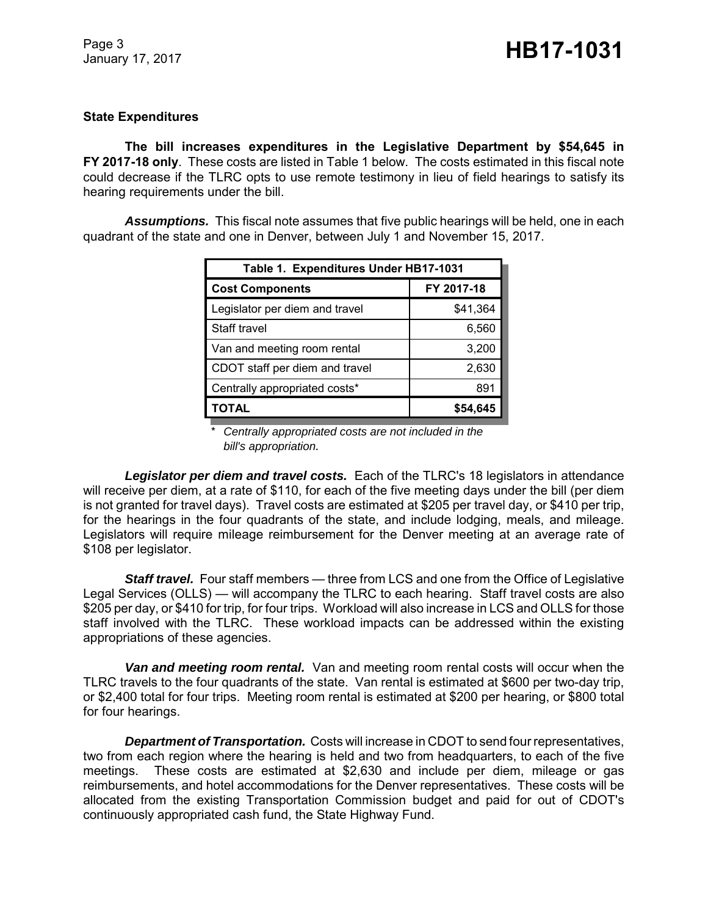## State Expenditures

**The bill increases expenditures in the Legislative Department by $54,645 in FY 2017-18 only**. These costs are listed in Table 1 below. The costs estimated in this fiscal note could decrease if the TLRC opts to use remote testimony in lieu of field hearings to satisfy its hearing requirements under the bill.

***Assumptions.*** This fiscal note assumes that five public hearings will be held, one in each quadrant of the state and one in Denver, between July 1 and November 15, 2017.

| Table 1. Expenditures Under HB17-1031 | |
|---|---|
| **Cost Components** | **FY 2017-18** |
| Legislator per diem and travel | $41,364 |
| Staff travel | 6,560 |
| Van and meeting room rental | 3,200 |
| CDOT staff per diem and travel | 2,630 |
| Centrally appropriated costs* | 891 |
| **TOTAL** | **$54,645** |

\* *Centrally appropriated costs are not included in the bill's appropriation.*

***Legislator per diem and travel costs.*** Each of the TLRC's 18 legislators in attendance will receive per diem, at a rate of $110, for each of the five meeting days under the bill (per diem is not granted for travel days). Travel costs are estimated at $205 per travel day, or $410 per trip, for the hearings in the four quadrants of the state, and include lodging, meals, and mileage. Legislators will require mileage reimbursement for the Denver meeting at an average rate of $108 per legislator.

***Staff travel.*** Four staff members — three from LCS and one from the Office of Legislative Legal Services (OLLS) — will accompany the TLRC to each hearing. Staff travel costs are also $205 per day, or $410 for trip, for four trips. Workload will also increase in LCS and OLLS for those staff involved with the TLRC. These workload impacts can be addressed within the existing appropriations of these agencies.

***Van and meeting room rental.*** Van and meeting room rental costs will occur when the TLRC travels to the four quadrants of the state. Van rental is estimated at $600 per two-day trip, or $2,400 total for four trips. Meeting room rental is estimated at $200 per hearing, or $800 total for four hearings.

***Department of Transportation.*** Costs will increase in CDOT to send four representatives, two from each region where the hearing is held and two from headquarters, to each of the five meetings. These costs are estimated at $2,630 and include per diem, mileage or gas reimbursements, and hotel accommodations for the Denver representatives. These costs will be allocated from the existing Transportation Commission budget and paid for out of CDOT's continuously appropriated cash fund, the State Highway Fund.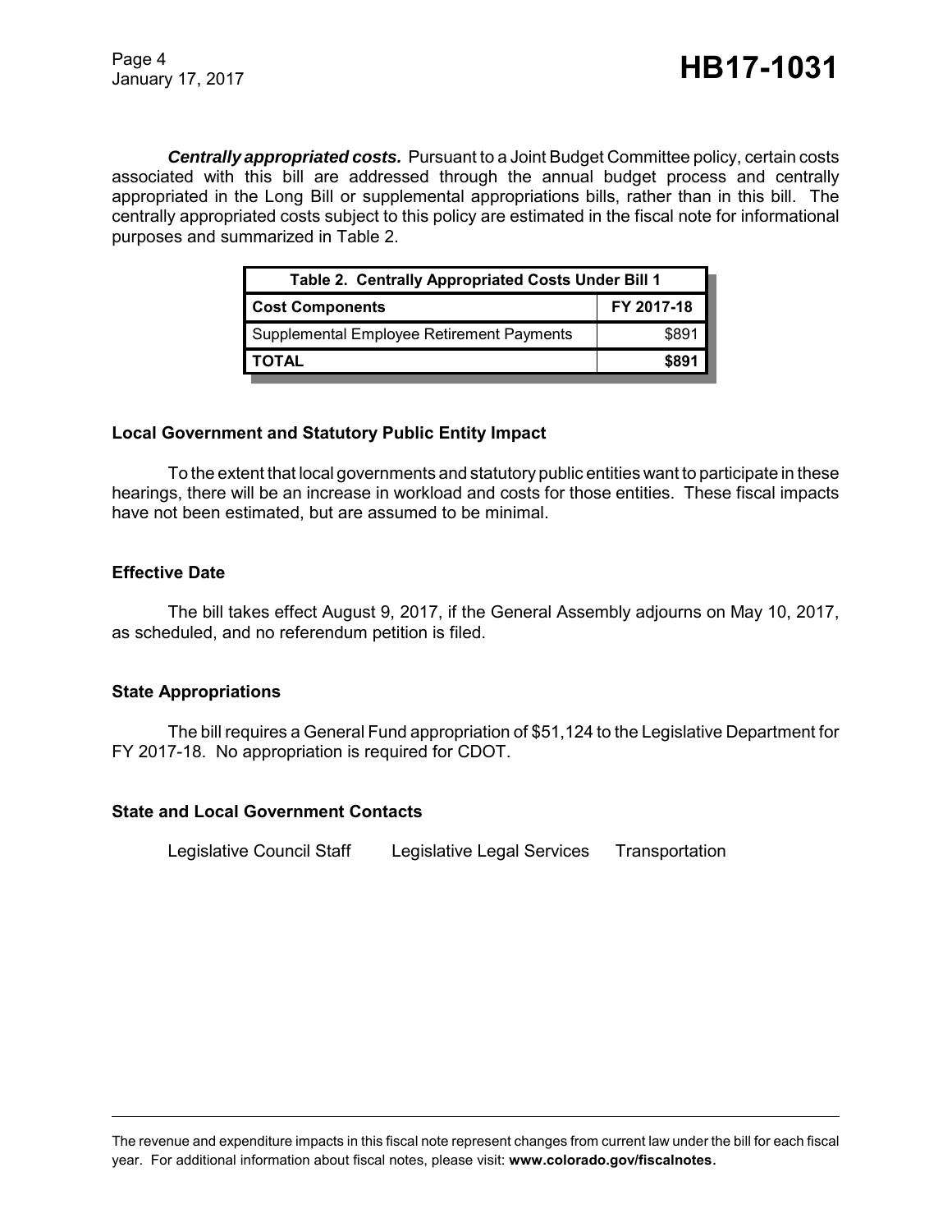***Centrally appropriated costs.*** Pursuant to a Joint Budget Committee policy, certain costs associated with this bill are addressed through the annual budget process and centrally appropriated in the Long Bill or supplemental appropriations bills, rather than in this bill. The centrally appropriated costs subject to this policy are estimated in the fiscal note for informational purposes and summarized in Table 2.

| Table 2. Centrally Appropriated Costs Under Bill 1 | |
|---|---|
| **Cost Components** | **FY 2017-18** |
| Supplemental Employee Retirement Payments | $891 |
| **TOTAL** | **$891** |

### Local Government and Statutory Public Entity Impact

To the extent that local governments and statutory public entities want to participate in these hearings, there will be an increase in workload and costs for those entities. These fiscal impacts have not been estimated, but are assumed to be minimal.

### Effective Date

The bill takes effect August 9, 2017, if the General Assembly adjourns on May 10, 2017, as scheduled, and no referendum petition is filed.

### State Appropriations

The bill requires a General Fund appropriation of $51,124 to the Legislative Department for FY 2017-18. No appropriation is required for CDOT.

### State and Local Government Contacts

Legislative Council Staff        Legislative Legal Services        Transportation

The revenue and expenditure impacts in this fiscal note represent changes from current law under the bill for each fiscal year. For additional information about fiscal notes, please visit: **www.colorado.gov/fiscalnotes.**